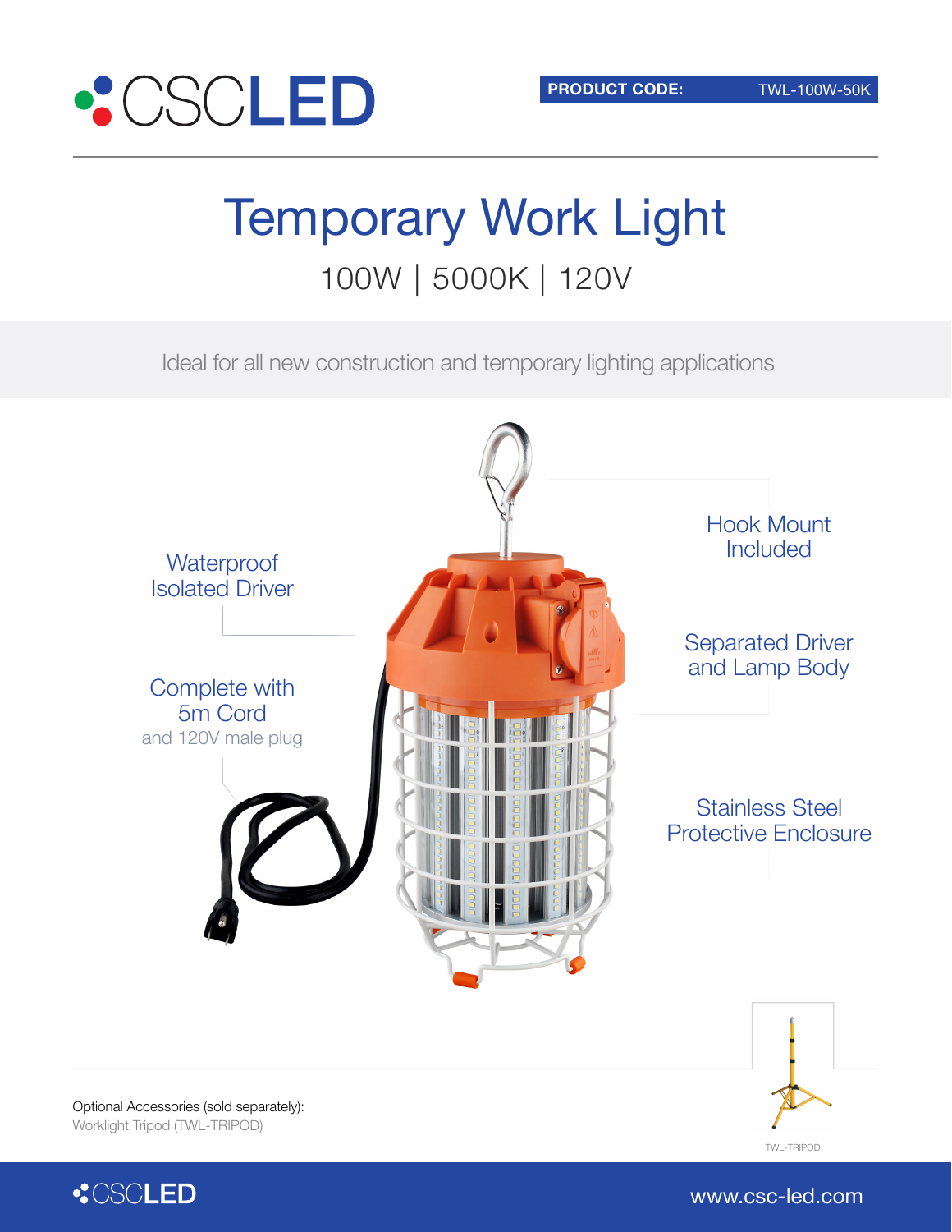CSCLED

**PRODUCT CODE:** TWL-100W-50K

# Temporary Work Light

## 100W | 5000K | 120V

Ideal for all new construction and temporary lighting applications

Waterproof Isolated Driver

Complete with 5m Cord
and 120V male plug

Hook Mount Included

Separated Driver and Lamp Body

Stainless Steel Protective Enclosure

Optional Accessories (sold separately):
Worklight Tripod (TWL-TRIPOD)

TWL-TRIPOD

www.csc-led.com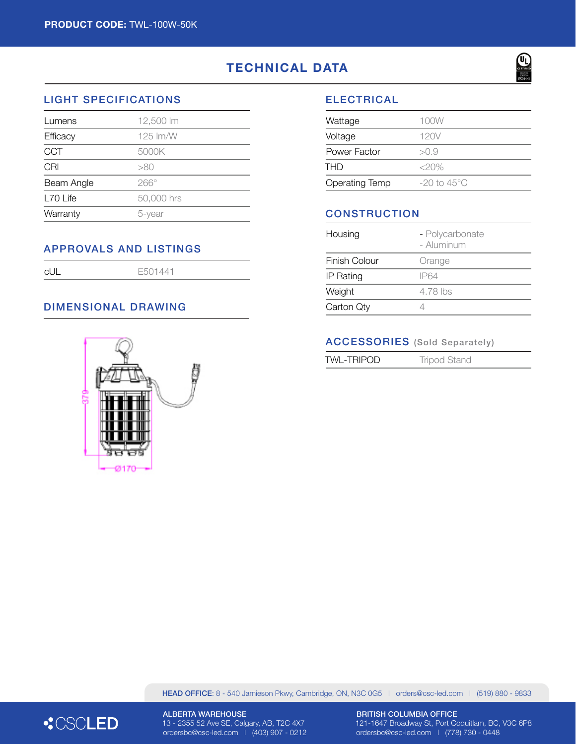**PRODUCT CODE:** TWL-100W-50K

# TECHNICAL DATA

## LIGHT SPECIFICATIONS

| | |
|---|---|
| Lumens | 12,500 lm |
| Efficacy | 125 lm/W |
| CCT | 5000K |
| CRI | >80 |
| Beam Angle | 266° |
| L70 Life | 50,000 hrs |
| Warranty | 5-year |

## APPROVALS AND LISTINGS

| | |
|---|---|
| cUL | E501441 |

## DIMENSIONAL DRAWING

379

Ø170

## ELECTRICAL

| | |
|---|---|
| Wattage | 100W |
| Voltage | 120V |
| Power Factor | >0.9 |
| THD | <20% |
| Operating Temp | -20 to 45°C |

## CONSTRUCTION

| | |
|---|---|
| Housing | - Polycarbonate<br>- Aluminum |
| Finish Colour | Orange |
| IP Rating | IP64 |
| Weight | 4.78 lbs |
| Carton Qty | 4 |

## ACCESSORIES (Sold Separately)

| | |
|---|---|
| TWL-TRIPOD | Tripod Stand |

**HEAD OFFICE**: 8 - 540 Jamieson Pkwy, Cambridge, ON, N3C 0G5 | orders@csc-led.com | (519) 880 - 9833

CSCLED

**ALBERTA WAREHOUSE**
13 - 2355 52 Ave SE, Calgary, AB, T2C 4X7
ordersbc@csc-led.com | (403) 907 - 0212

**BRITISH COLUMBIA OFFICE**
121-1647 Broadway St, Port Coquitlam, BC, V3C 6P8
ordersbc@csc-led.com | (778) 730 - 0448